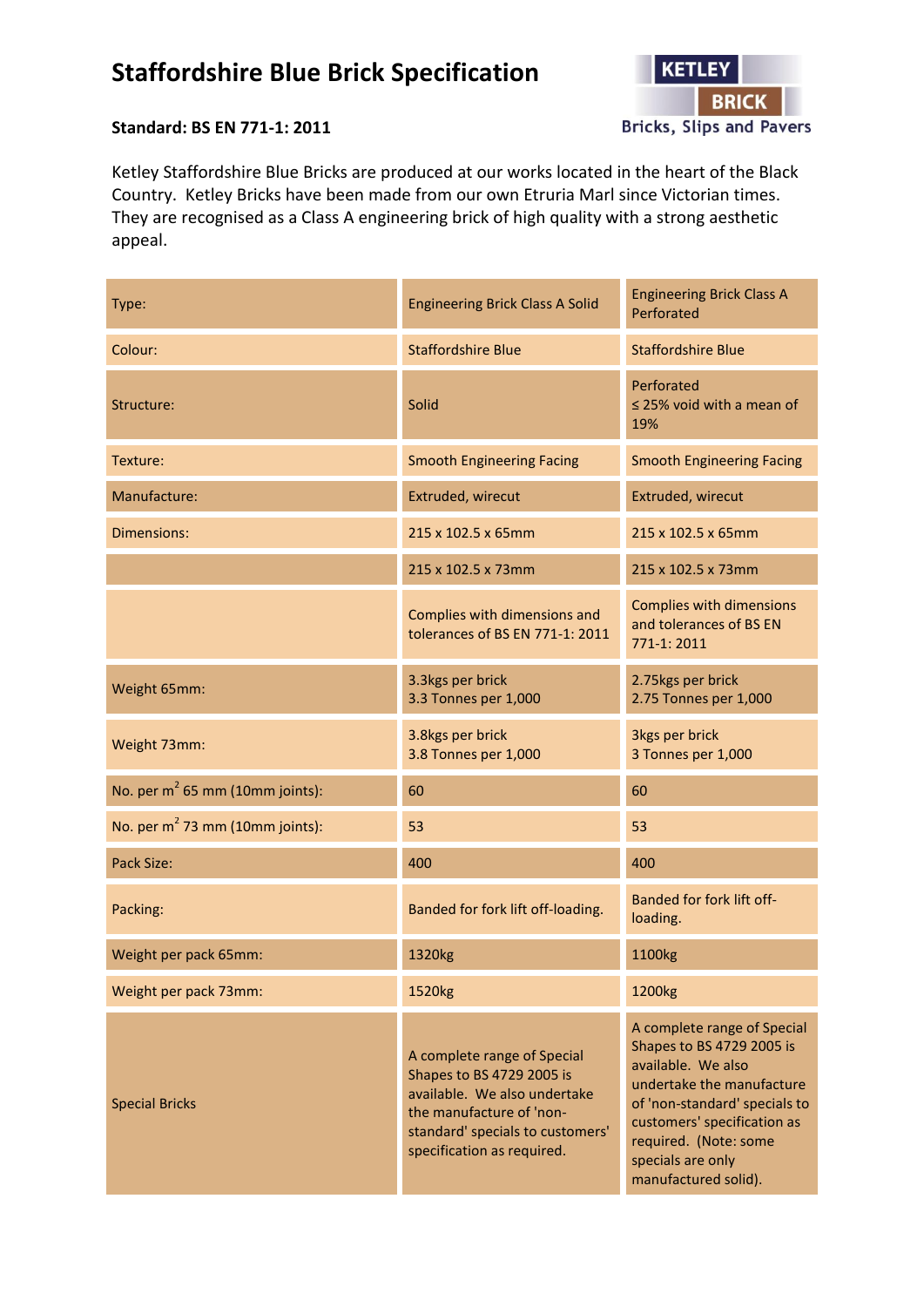# Staffordshire Blue Brick Specification

KETLEY BRICK
Bricks, Slips and Pavers

**Standard: BS EN 771-1: 2011**

Ketley Staffordshire Blue Bricks are produced at our works located in the heart of the Black Country. Ketley Bricks have been made from our own Etruria Marl since Victorian times. They are recognised as a Class A engineering brick of high quality with a strong aesthetic appeal.

| Type: | Engineering Brick Class A Solid | Engineering Brick Class A Perforated |
|---|---|---|
| Colour: | Staffordshire Blue | Staffordshire Blue |
| Structure: | Solid | Perforated ≤ 25% void with a mean of 19% |
| Texture: | Smooth Engineering Facing | Smooth Engineering Facing |
| Manufacture: | Extruded, wirecut | Extruded, wirecut |
| Dimensions: | 215 x 102.5 x 65mm | 215 x 102.5 x 65mm |
| | 215 x 102.5 x 73mm | 215 x 102.5 x 73mm |
| | Complies with dimensions and tolerances of BS EN 771-1: 2011 | Complies with dimensions and tolerances of BS EN 771-1: 2011 |
| Weight 65mm: | 3.3kgs per brick 3.3 Tonnes per 1,000 | 2.75kgs per brick 2.75 Tonnes per 1,000 |
| Weight 73mm: | 3.8kgs per brick 3.8 Tonnes per 1,000 | 3kgs per brick 3 Tonnes per 1,000 |
| No. per $m^2$ 65 mm (10mm joints): | 60 | 60 |
| No. per $m^2$ 73 mm (10mm joints): | 53 | 53 |
| Pack Size: | 400 | 400 |
| Packing: | Banded for fork lift off-loading. | Banded for fork lift off-loading. |
| Weight per pack 65mm: | 1320kg | 1100kg |
| Weight per pack 73mm: | 1520kg | 1200kg |
| Special Bricks | A complete range of Special Shapes to BS 4729 2005 is available. We also undertake the manufacture of 'non-standard' specials to customers' specification as required. | A complete range of Special Shapes to BS 4729 2005 is available. We also undertake the manufacture of 'non-standard' specials to customers' specification as required. (Note: some specials are only manufactured solid). |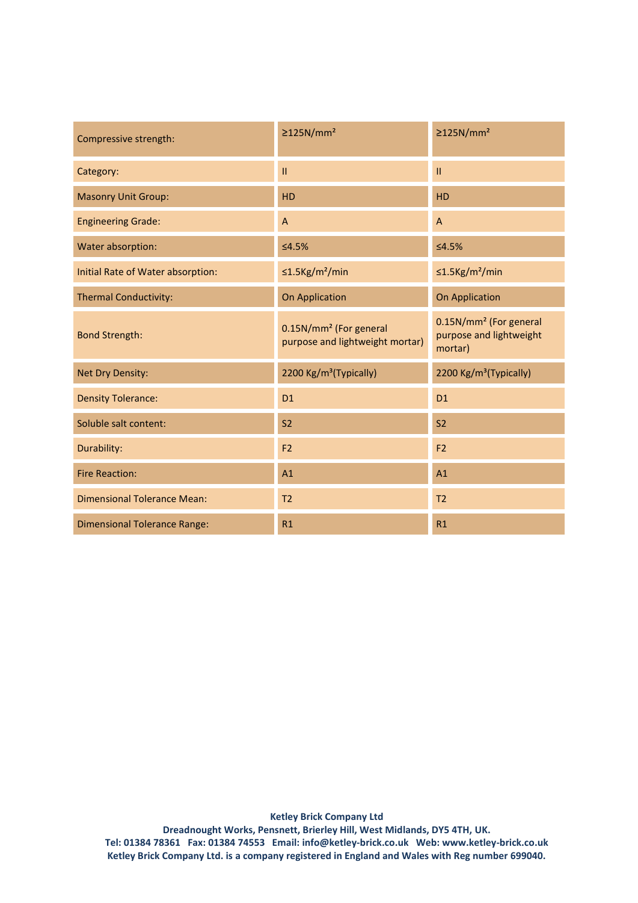| | | |
|---|---|---|
| Compressive strength: | ≥125N/mm² | ≥125N/mm² |
| Category: | II | II |
| Masonry Unit Group: | HD | HD |
| Engineering Grade: | A | A |
| Water absorption: | ≤4.5% | ≤4.5% |
| Initial Rate of Water absorption: | ≤1.5Kg/m²/min | ≤1.5Kg/m²/min |
| Thermal Conductivity: | On Application | On Application |
| Bond Strength: | 0.15N/mm² (For general purpose and lightweight mortar) | 0.15N/mm² (For general purpose and lightweight mortar) |
| Net Dry Density: | 2200 Kg/m³(Typically) | 2200 Kg/m³(Typically) |
| Density Tolerance: | D1 | D1 |
| Soluble salt content: | S2 | S2 |
| Durability: | F2 | F2 |
| Fire Reaction: | A1 | A1 |
| Dimensional Tolerance Mean: | T2 | T2 |
| Dimensional Tolerance Range: | R1 | R1 |

**Ketley Brick Company Ltd**

**Dreadnought Works, Pensnett, Brierley Hill, West Midlands, DY5 4TH, UK.**

**Tel: 01384 78361 Fax: 01384 74553 Email: info@ketley-brick.co.uk Web: www.ketley-brick.co.uk**

**Ketley Brick Company Ltd. is a company registered in England and Wales with Reg number 699040.**